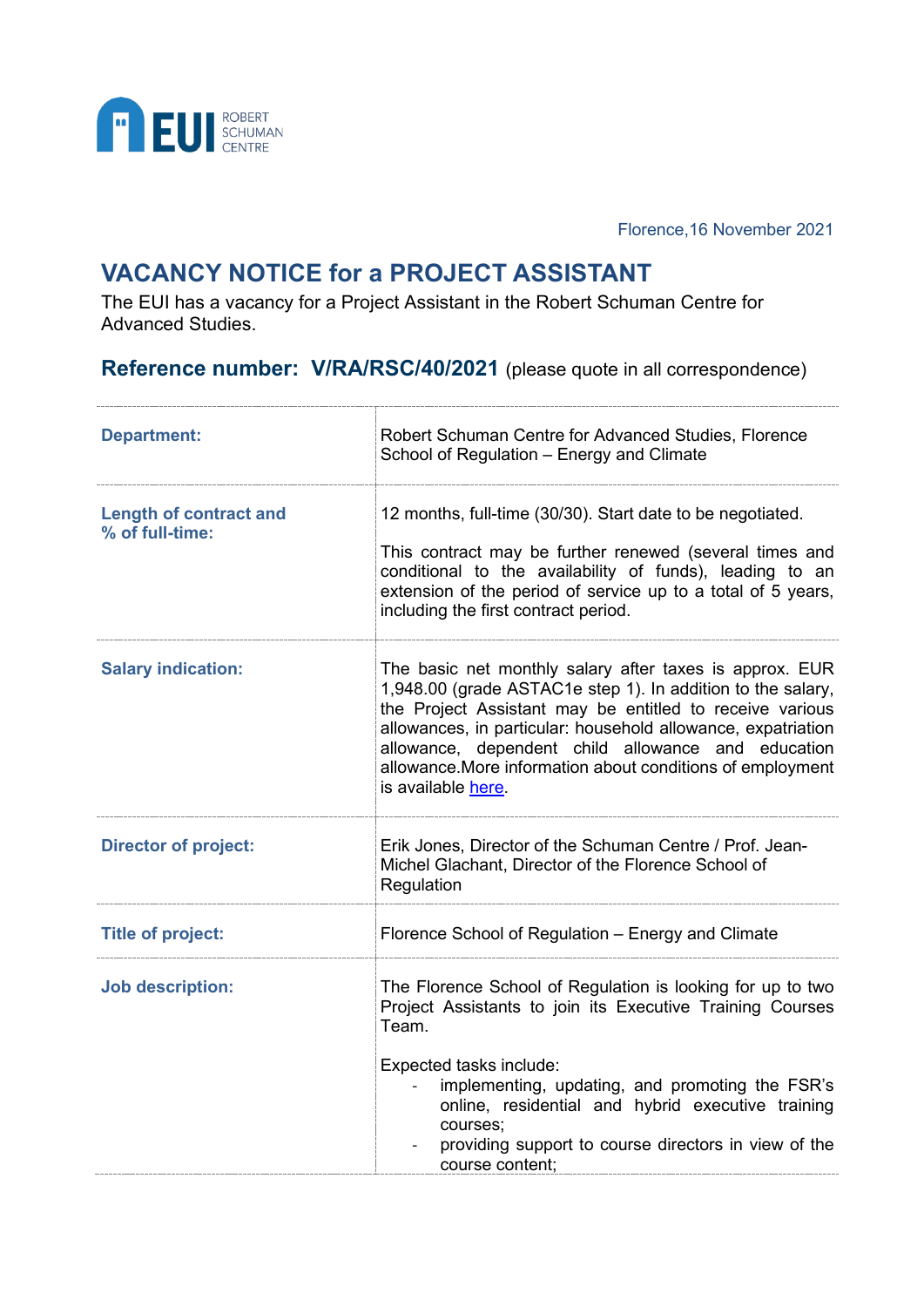ROBERT SCHUMAN CENTRE

Florence,16 November 2021

# VACANCY NOTICE for a PROJECT ASSISTANT

The EUI has a vacancy for a Project Assistant in the Robert Schuman Centre for Advanced Studies.

## Reference number: V/RA/RSC/40/2021 (please quote in all correspondence)

| | |
|---|---|
| **Department:** | Robert Schuman Centre for Advanced Studies, Florence School of Regulation – Energy and Climate |
| **Length of contract and % of full-time:** | 12 months, full-time (30/30). Start date to be negotiated.<br><br>This contract may be further renewed (several times and conditional to the availability of funds), leading to an extension of the period of service up to a total of 5 years, including the first contract period. |
| **Salary indication:** | The basic net monthly salary after taxes is approx. EUR 1,948.00 (grade ASTAC1e step 1). In addition to the salary, the Project Assistant may be entitled to receive various allowances, in particular: household allowance, expatriation allowance, dependent child allowance and education allowance.More information about conditions of employment is available here. |
| **Director of project:** | Erik Jones, Director of the Schuman Centre / Prof. Jean-Michel Glachant, Director of the Florence School of Regulation |
| **Title of project:** | Florence School of Regulation – Energy and Climate |
| **Job description:** | The Florence School of Regulation is looking for up to two Project Assistants to join its Executive Training Courses Team.<br><br>Expected tasks include:<br>- implementing, updating, and promoting the FSR's online, residential and hybrid executive training courses;<br>- providing support to course directors in view of the course content; |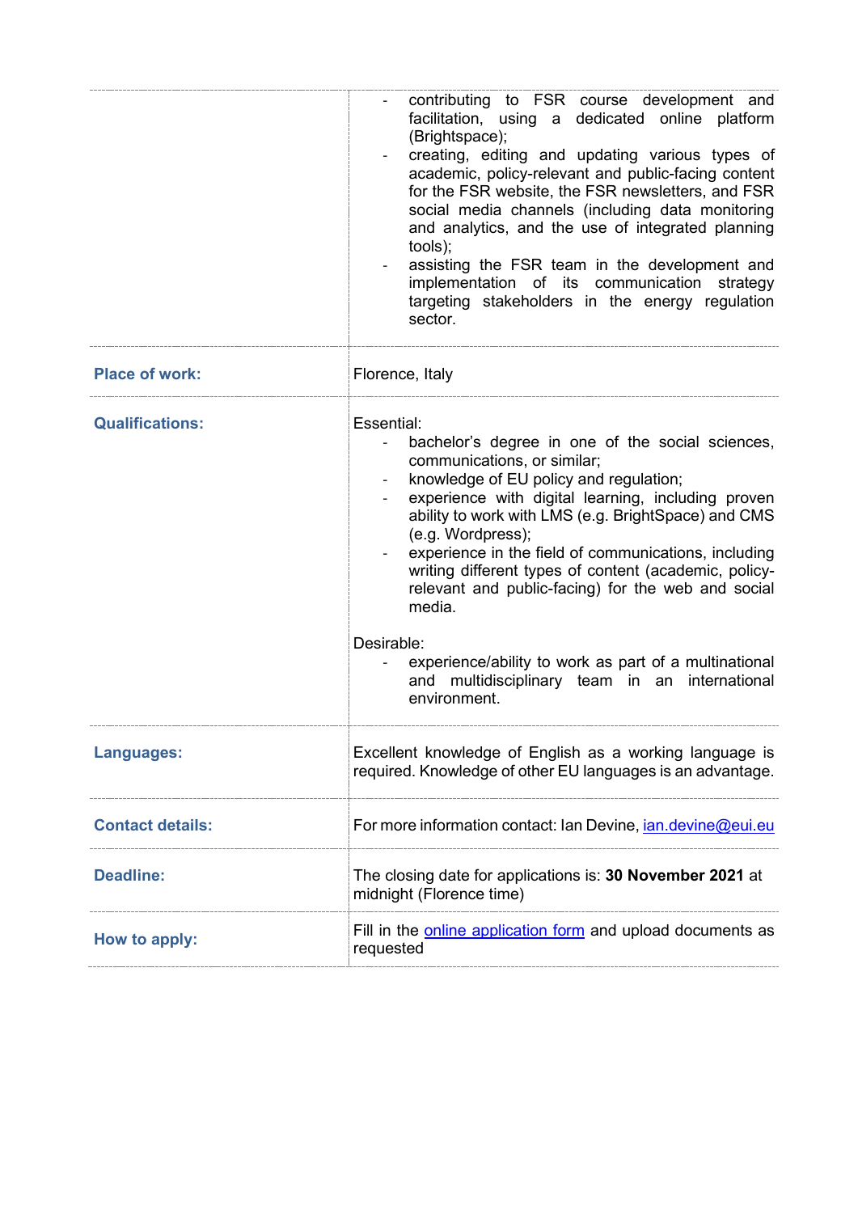| | |
|---|---|
| | - contributing to FSR course development and facilitation, using a dedicated online platform (Brightspace);<br>- creating, editing and updating various types of academic, policy-relevant and public-facing content for the FSR website, the FSR newsletters, and FSR social media channels (including data monitoring and analytics, and the use of integrated planning tools);<br>- assisting the FSR team in the development and implementation of its communication strategy targeting stakeholders in the energy regulation sector. |
| **Place of work:** | Florence, Italy |
| **Qualifications:** | Essential:<br>- bachelor's degree in one of the social sciences, communications, or similar;<br>- knowledge of EU policy and regulation;<br>- experience with digital learning, including proven ability to work with LMS (e.g. BrightSpace) and CMS (e.g. Wordpress);<br>- experience in the field of communications, including writing different types of content (academic, policy-relevant and public-facing) for the web and social media.<br><br>Desirable:<br>- experience/ability to work as part of a multinational and multidisciplinary team in an international environment. |
| **Languages:** | Excellent knowledge of English as a working language is required. Knowledge of other EU languages is an advantage. |
| **Contact details:** | For more information contact: Ian Devine, ian.devine@eui.eu |
| **Deadline:** | The closing date for applications is: **30 November 2021** at midnight (Florence time) |
| **How to apply:** | Fill in the online application form and upload documents as requested |